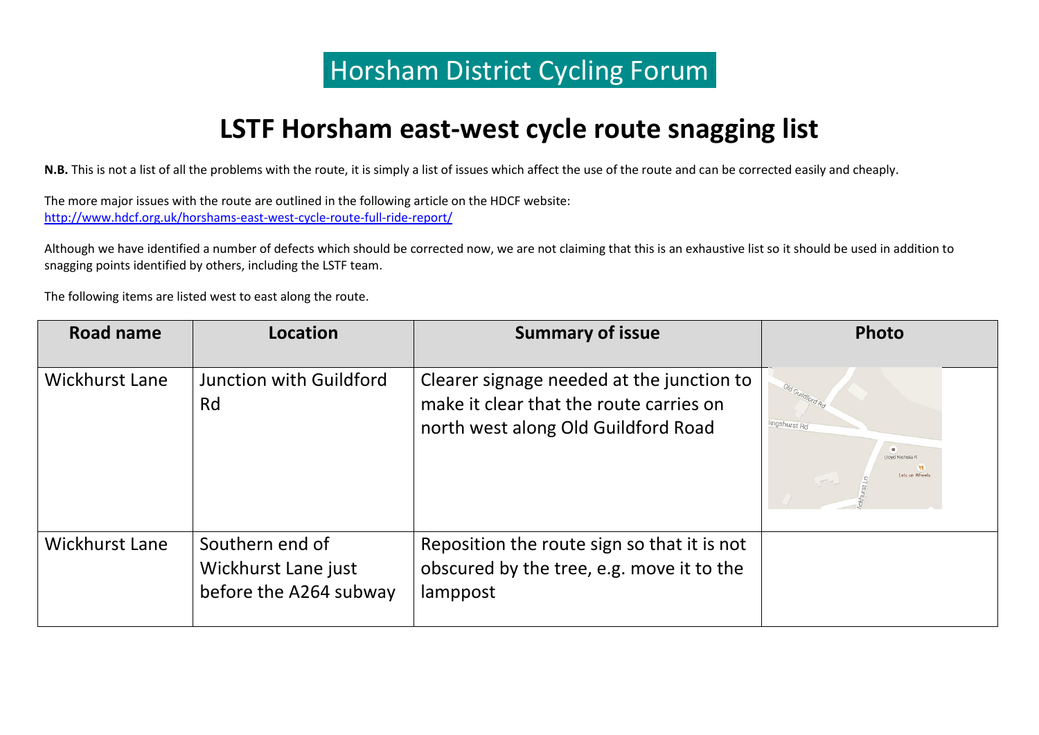# Horsham District Cycling Forum

## LSTF Horsham east-west cycle route snagging list

**N.B.** This is not a list of all the problems with the route, it is simply a list of issues which affect the use of the route and can be corrected easily and cheaply.

The more major issues with the route are outlined in the following article on the HDCF website:
http://www.hdcf.org.uk/horshams-east-west-cycle-route-full-ride-report/

Although we have identified a number of defects which should be corrected now, we are not claiming that this is an exhaustive list so it should be used in addition to snagging points identified by others, including the LSTF team.

The following items are listed west to east along the route.

| Road name | Location | Summary of issue | Photo |
|---|---|---|---|
| Wickhurst Lane | Junction with Guildford Rd | Clearer signage needed at the junction to make it clear that the route carries on north west along Old Guildford Road | |
| Wickhurst Lane | Southern end of Wickhurst Lane just before the A264 subway | Reposition the route sign so that it is not obscured by the tree, e.g. move it to the lamppost | |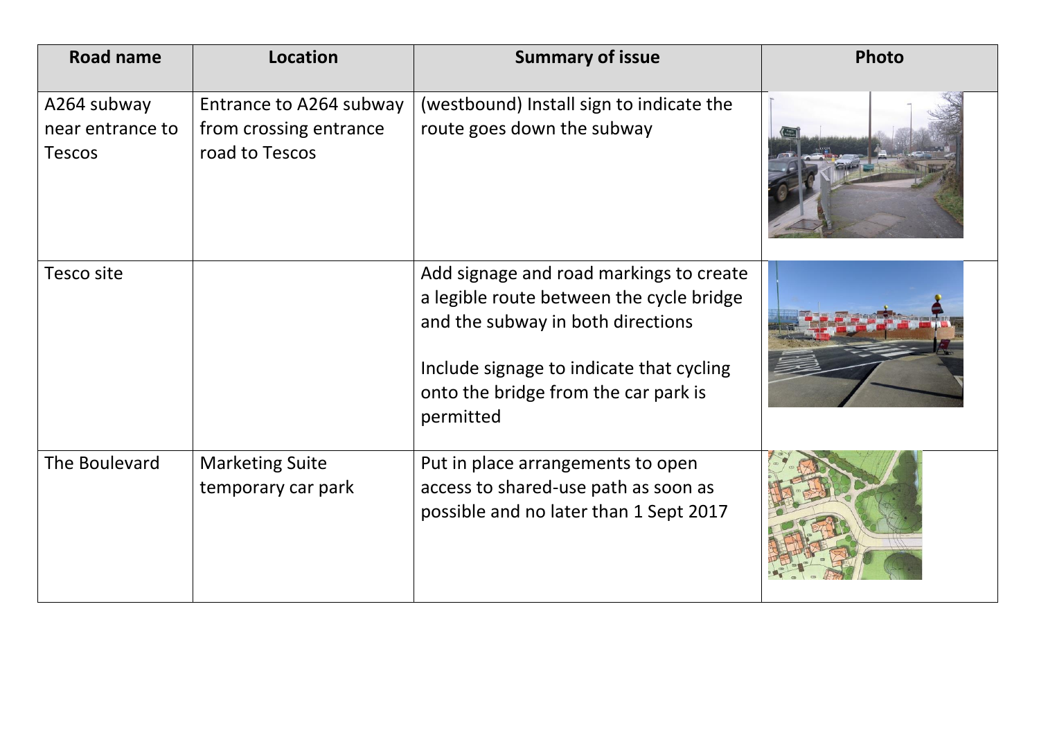| Road name | Location | Summary of issue | Photo |
|---|---|---|---|
| A264 subway near entrance to Tescos | Entrance to A264 subway from crossing entrance road to Tescos | (westbound) Install sign to indicate the route goes down the subway | |
| Tesco site | | Add signage and road markings to create a legible route between the cycle bridge and the subway in both directions<br><br>Include signage to indicate that cycling onto the bridge from the car park is permitted | |
| The Boulevard | Marketing Suite temporary car park | Put in place arrangements to open access to shared-use path as soon as possible and no later than 1 Sept 2017 | |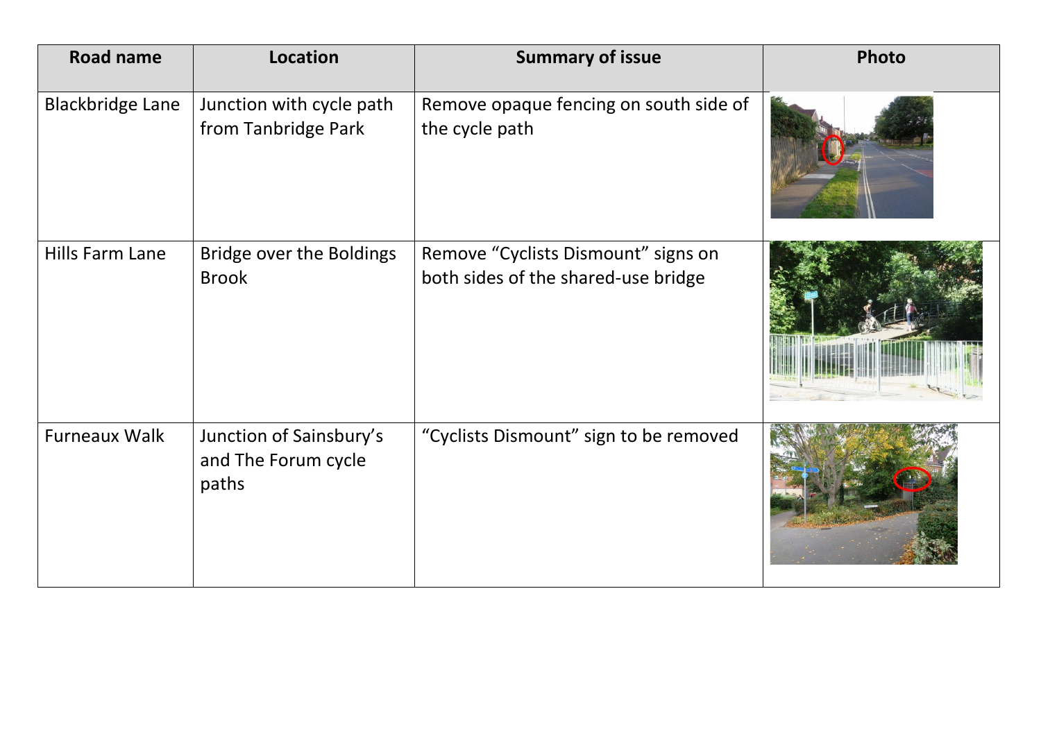| Road name | Location | Summary of issue | Photo |
|---|---|---|---|
| Blackbridge Lane | Junction with cycle path from Tanbridge Park | Remove opaque fencing on south side of the cycle path | |
| Hills Farm Lane | Bridge over the Boldings Brook | Remove “Cyclists Dismount” signs on both sides of the shared-use bridge | |
| Furneaux Walk | Junction of Sainsbury’s and The Forum cycle paths | “Cyclists Dismount” sign to be removed | |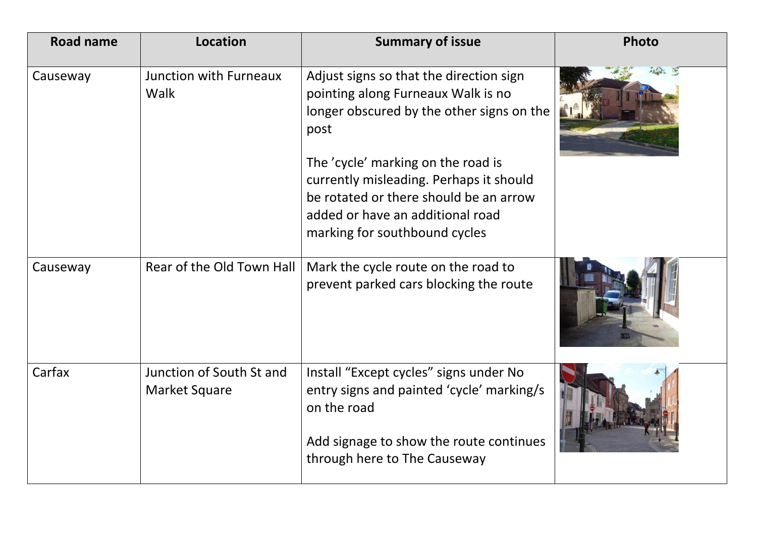| Road name | Location | Summary of issue | Photo |
|---|---|---|---|
| Causeway | Junction with Furneaux Walk | Adjust signs so that the direction sign pointing along Furneaux Walk is no longer obscured by the other signs on the post<br><br>The 'cycle' marking on the road is currently misleading. Perhaps it should be rotated or there should be an arrow added or have an additional road marking for southbound cycles | |
| Causeway | Rear of the Old Town Hall | Mark the cycle route on the road to prevent parked cars blocking the route | |
| Carfax | Junction of South St and Market Square | Install "Except cycles" signs under No entry signs and painted 'cycle' marking/s on the road<br><br>Add signage to show the route continues through here to The Causeway | |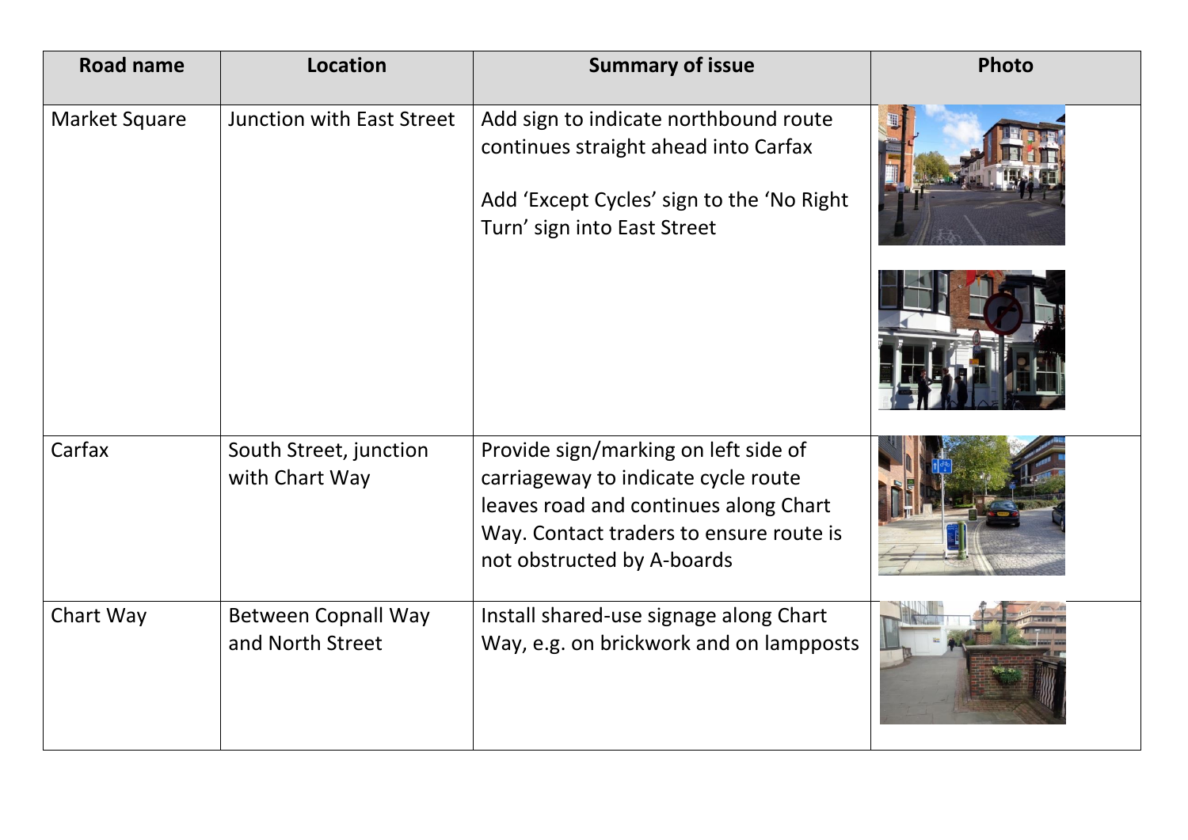| Road name | Location | Summary of issue | Photo |
| --- | --- | --- | --- |
| Market Square | Junction with East Street | Add sign to indicate northbound route continues straight ahead into Carfax<br><br>Add 'Except Cycles' sign to the 'No Right Turn' sign into East Street | |
| Carfax | South Street, junction with Chart Way | Provide sign/marking on left side of carriageway to indicate cycle route leaves road and continues along Chart Way. Contact traders to ensure route is not obstructed by A-boards | |
| Chart Way | Between Copnall Way and North Street | Install shared-use signage along Chart Way, e.g. on brickwork and on lampposts | |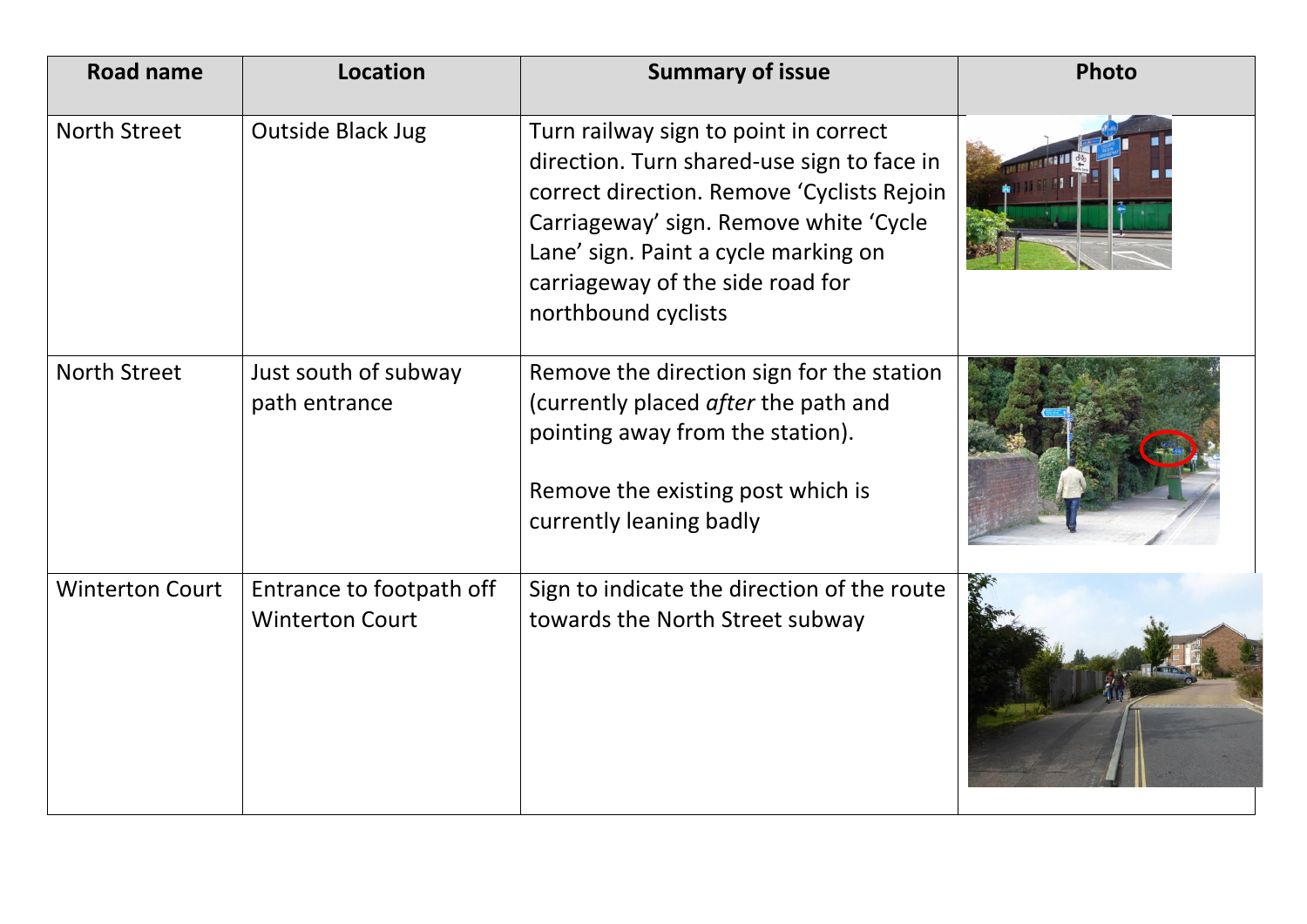| Road name | Location | Summary of issue | Photo |
|---|---|---|---|
| North Street | Outside Black Jug | Turn railway sign to point in correct direction. Turn shared-use sign to face in correct direction. Remove 'Cyclists Rejoin Carriageway' sign. Remove white 'Cycle Lane' sign. Paint a cycle marking on carriageway of the side road for northbound cyclists | |
| North Street | Just south of subway path entrance | Remove the direction sign for the station (currently placed *after* the path and pointing away from the station).<br><br>Remove the existing post which is currently leaning badly | |
| Winterton Court | Entrance to footpath off Winterton Court | Sign to indicate the direction of the route towards the North Street subway | |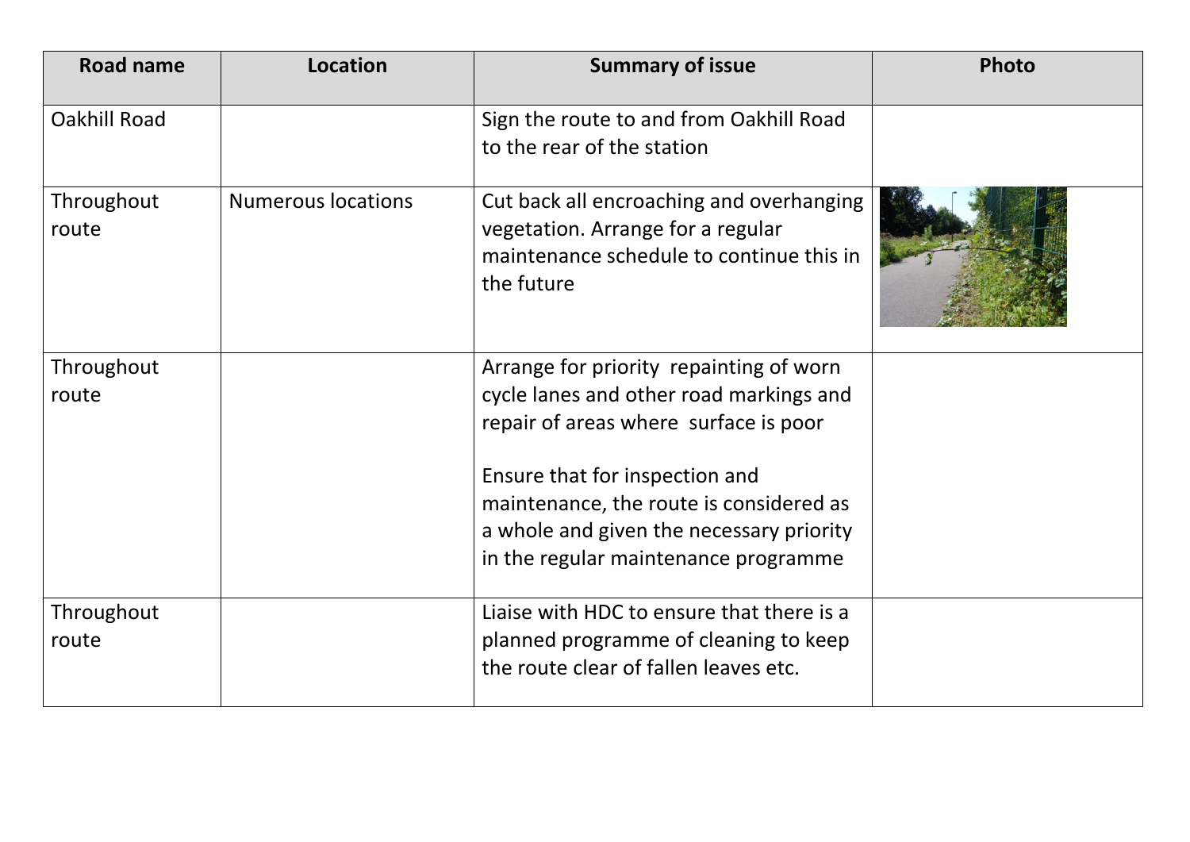| Road name | Location | Summary of issue | Photo |
|---|---|---|---|
| Oakhill Road | | Sign the route to and from Oakhill Road to the rear of the station | |
| Throughout route | Numerous locations | Cut back all encroaching and overhanging vegetation. Arrange for a regular maintenance schedule to continue this in the future | |
| Throughout route | | Arrange for priority repainting of worn cycle lanes and other road markings and repair of areas where surface is poor<br><br>Ensure that for inspection and maintenance, the route is considered as a whole and given the necessary priority in the regular maintenance programme | |
| Throughout route | | Liaise with HDC to ensure that there is a planned programme of cleaning to keep the route clear of fallen leaves etc. | |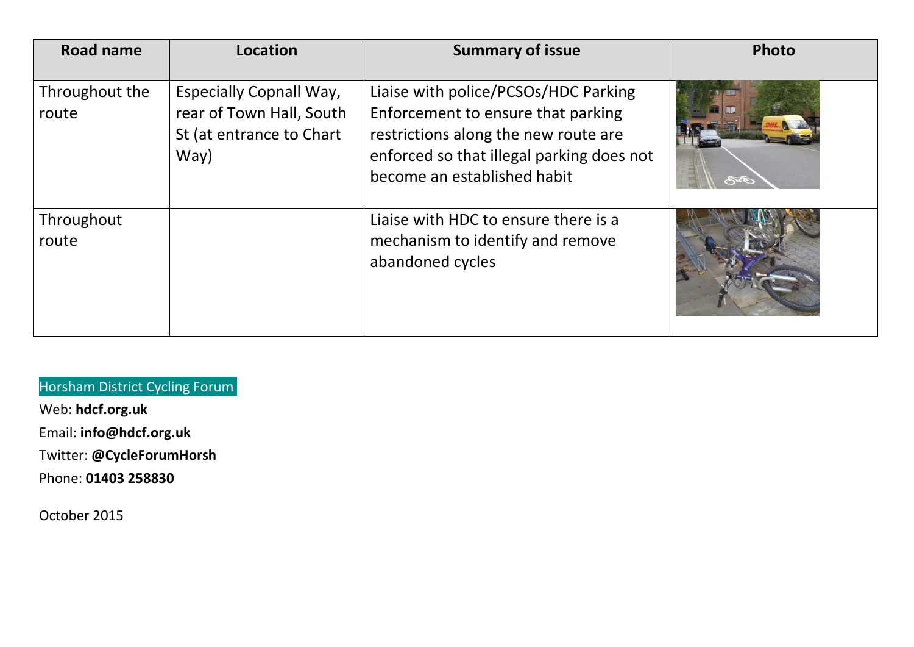| Road name | Location | Summary of issue | Photo |
|---|---|---|---|
| Throughout the route | Especially Copnall Way, rear of Town Hall, South St (at entrance to Chart Way) | Liaise with police/PCSOs/HDC Parking Enforcement to ensure that parking restrictions along the new route are enforced so that illegal parking does not become an established habit | |
| Throughout route | | Liaise with HDC to ensure there is a mechanism to identify and remove abandoned cycles | |

Horsham District Cycling Forum

Web: **hdcf.org.uk**

Email: **info@hdcf.org.uk**

Twitter: **@CycleForumHorsh**

Phone: **01403 258830**

October 2015